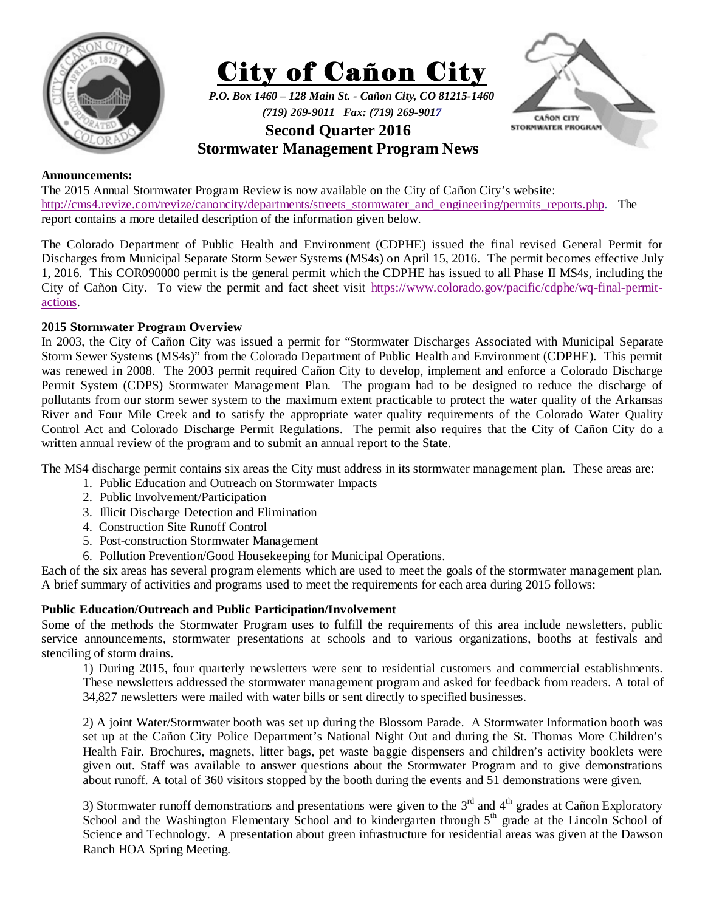# City of Cañon City

*P.O. Box 1460 – 128 Main St. - Cañon City, CO 81215-1460*

*(719) 269-9011 Fax: (719) 269-9017*

## Second Quarter 2016
## Stormwater Management Program News

**Announcements:**

The 2015 Annual Stormwater Program Review is now available on the City of Cañon City's website: http://cms4.revize.com/revize/canoncity/departments/streets_stormwater_and_engineering/permits_reports.php. The report contains a more detailed description of the information given below.

The Colorado Department of Public Health and Environment (CDPHE) issued the final revised General Permit for Discharges from Municipal Separate Storm Sewer Systems (MS4s) on April 15, 2016. The permit becomes effective July 1, 2016. This COR090000 permit is the general permit which the CDPHE has issued to all Phase II MS4s, including the City of Cañon City. To view the permit and fact sheet visit https://www.colorado.gov/pacific/cdphe/wq-final-permit-actions.

**2015 Stormwater Program Overview**

In 2003, the City of Cañon City was issued a permit for "Stormwater Discharges Associated with Municipal Separate Storm Sewer Systems (MS4s)" from the Colorado Department of Public Health and Environment (CDPHE). This permit was renewed in 2008. The 2003 permit required Cañon City to develop, implement and enforce a Colorado Discharge Permit System (CDPS) Stormwater Management Plan. The program had to be designed to reduce the discharge of pollutants from our storm sewer system to the maximum extent practicable to protect the water quality of the Arkansas River and Four Mile Creek and to satisfy the appropriate water quality requirements of the Colorado Water Quality Control Act and Colorado Discharge Permit Regulations. The permit also requires that the City of Cañon City do a written annual review of the program and to submit an annual report to the State.

The MS4 discharge permit contains six areas the City must address in its stormwater management plan. These areas are:

1. Public Education and Outreach on Stormwater Impacts
2. Public Involvement/Participation
3. Illicit Discharge Detection and Elimination
4. Construction Site Runoff Control
5. Post-construction Stormwater Management
6. Pollution Prevention/Good Housekeeping for Municipal Operations.

Each of the six areas has several program elements which are used to meet the goals of the stormwater management plan. A brief summary of activities and programs used to meet the requirements for each area during 2015 follows:

**Public Education/Outreach and Public Participation/Involvement**

Some of the methods the Stormwater Program uses to fulfill the requirements of this area include newsletters, public service announcements, stormwater presentations at schools and to various organizations, booths at festivals and stenciling of storm drains.

1) During 2015, four quarterly newsletters were sent to residential customers and commercial establishments. These newsletters addressed the stormwater management program and asked for feedback from readers. A total of 34,827 newsletters were mailed with water bills or sent directly to specified businesses.

2) A joint Water/Stormwater booth was set up during the Blossom Parade. A Stormwater Information booth was set up at the Cañon City Police Department's National Night Out and during the St. Thomas More Children's Health Fair. Brochures, magnets, litter bags, pet waste baggie dispensers and children's activity booklets were given out. Staff was available to answer questions about the Stormwater Program and to give demonstrations about runoff. A total of 360 visitors stopped by the booth during the events and 51 demonstrations were given.

3) Stormwater runoff demonstrations and presentations were given to the 3rd and 4th grades at Cañon Exploratory School and the Washington Elementary School and to kindergarten through 5th grade at the Lincoln School of Science and Technology. A presentation about green infrastructure for residential areas was given at the Dawson Ranch HOA Spring Meeting.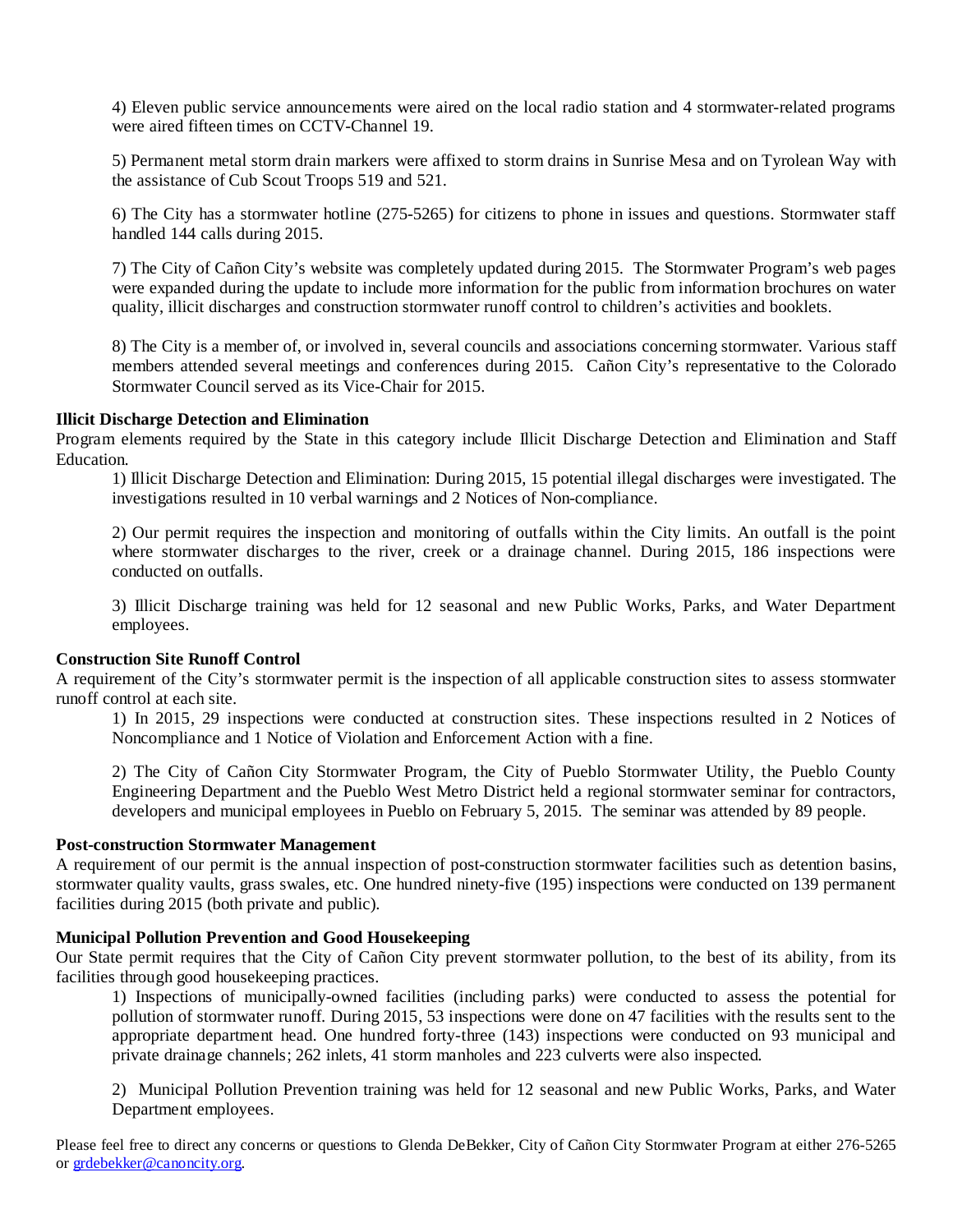4) Eleven public service announcements were aired on the local radio station and 4 stormwater-related programs were aired fifteen times on CCTV-Channel 19.

5) Permanent metal storm drain markers were affixed to storm drains in Sunrise Mesa and on Tyrolean Way with the assistance of Cub Scout Troops 519 and 521.

6) The City has a stormwater hotline (275-5265) for citizens to phone in issues and questions. Stormwater staff handled 144 calls during 2015.

7) The City of Cañon City's website was completely updated during 2015. The Stormwater Program's web pages were expanded during the update to include more information for the public from information brochures on water quality, illicit discharges and construction stormwater runoff control to children's activities and booklets.

8) The City is a member of, or involved in, several councils and associations concerning stormwater. Various staff members attended several meetings and conferences during 2015. Cañon City's representative to the Colorado Stormwater Council served as its Vice-Chair for 2015.

**Illicit Discharge Detection and Elimination**

Program elements required by the State in this category include Illicit Discharge Detection and Elimination and Staff Education.

1) Illicit Discharge Detection and Elimination: During 2015, 15 potential illegal discharges were investigated. The investigations resulted in 10 verbal warnings and 2 Notices of Non-compliance.

2) Our permit requires the inspection and monitoring of outfalls within the City limits. An outfall is the point where stormwater discharges to the river, creek or a drainage channel. During 2015, 186 inspections were conducted on outfalls.

3) Illicit Discharge training was held for 12 seasonal and new Public Works, Parks, and Water Department employees.

**Construction Site Runoff Control**

A requirement of the City's stormwater permit is the inspection of all applicable construction sites to assess stormwater runoff control at each site.

1) In 2015, 29 inspections were conducted at construction sites. These inspections resulted in 2 Notices of Noncompliance and 1 Notice of Violation and Enforcement Action with a fine.

2) The City of Cañon City Stormwater Program, the City of Pueblo Stormwater Utility, the Pueblo County Engineering Department and the Pueblo West Metro District held a regional stormwater seminar for contractors, developers and municipal employees in Pueblo on February 5, 2015. The seminar was attended by 89 people.

**Post-construction Stormwater Management**

A requirement of our permit is the annual inspection of post-construction stormwater facilities such as detention basins, stormwater quality vaults, grass swales, etc. One hundred ninety-five (195) inspections were conducted on 139 permanent facilities during 2015 (both private and public).

**Municipal Pollution Prevention and Good Housekeeping**

Our State permit requires that the City of Cañon City prevent stormwater pollution, to the best of its ability, from its facilities through good housekeeping practices.

1) Inspections of municipally-owned facilities (including parks) were conducted to assess the potential for pollution of stormwater runoff. During 2015, 53 inspections were done on 47 facilities with the results sent to the appropriate department head. One hundred forty-three (143) inspections were conducted on 93 municipal and private drainage channels; 262 inlets, 41 storm manholes and 223 culverts were also inspected.

2) Municipal Pollution Prevention training was held for 12 seasonal and new Public Works, Parks, and Water Department employees.

Please feel free to direct any concerns or questions to Glenda DeBekker, City of Cañon City Stormwater Program at either 276-5265 or grdebekker@canoncity.org.